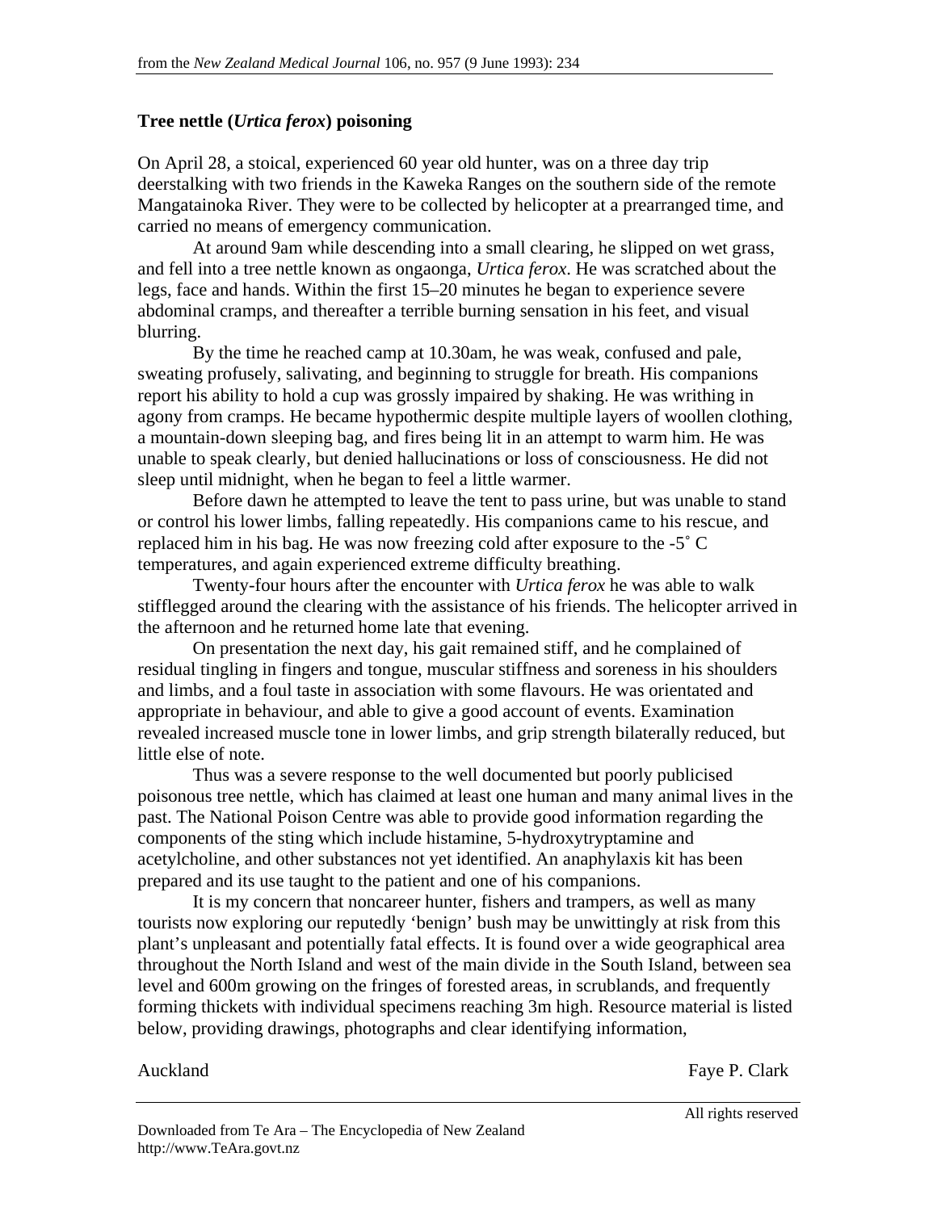from the *New Zealand Medical Journal* 106, no. 957 (9 June 1993): 234

## Tree nettle (*Urtica ferox*) poisoning

On April 28, a stoical, experienced 60 year old hunter, was on a three day trip deerstalking with two friends in the Kaweka Ranges on the southern side of the remote Mangatainoka River. They were to be collected by helicopter at a prearranged time, and carried no means of emergency communication.

At around 9am while descending into a small clearing, he slipped on wet grass, and fell into a tree nettle known as ongaonga, *Urtica ferox*. He was scratched about the legs, face and hands. Within the first 15–20 minutes he began to experience severe abdominal cramps, and thereafter a terrible burning sensation in his feet, and visual blurring.

By the time he reached camp at 10.30am, he was weak, confused and pale, sweating profusely, salivating, and beginning to struggle for breath. His companions report his ability to hold a cup was grossly impaired by shaking. He was writhing in agony from cramps. He became hypothermic despite multiple layers of woollen clothing, a mountain-down sleeping bag, and fires being lit in an attempt to warm him. He was unable to speak clearly, but denied hallucinations or loss of consciousness. He did not sleep until midnight, when he began to feel a little warmer.

Before dawn he attempted to leave the tent to pass urine, but was unable to stand or control his lower limbs, falling repeatedly. His companions came to his rescue, and replaced him in his bag. He was now freezing cold after exposure to the -5˚ C temperatures, and again experienced extreme difficulty breathing.

Twenty-four hours after the encounter with *Urtica ferox* he was able to walk stifflegged around the clearing with the assistance of his friends. The helicopter arrived in the afternoon and he returned home late that evening.

On presentation the next day, his gait remained stiff, and he complained of residual tingling in fingers and tongue, muscular stiffness and soreness in his shoulders and limbs, and a foul taste in association with some flavours. He was orientated and appropriate in behaviour, and able to give a good account of events. Examination revealed increased muscle tone in lower limbs, and grip strength bilaterally reduced, but little else of note.

Thus was a severe response to the well documented but poorly publicised poisonous tree nettle, which has claimed at least one human and many animal lives in the past. The National Poison Centre was able to provide good information regarding the components of the sting which include histamine, 5-hydroxytryptamine and acetylcholine, and other substances not yet identified. An anaphylaxis kit has been prepared and its use taught to the patient and one of his companions.

It is my concern that noncareer hunter, fishers and trampers, as well as many tourists now exploring our reputedly 'benign' bush may be unwittingly at risk from this plant's unpleasant and potentially fatal effects. It is found over a wide geographical area throughout the North Island and west of the main divide in the South Island, between sea level and 600m growing on the fringes of forested areas, in scrublands, and frequently forming thickets with individual specimens reaching 3m high. Resource material is listed below, providing drawings, photographs and clear identifying information,

Auckland

Faye P. Clark

All rights reserved

Downloaded from Te Ara – The Encyclopedia of New Zealand
http://www.TeAra.govt.nz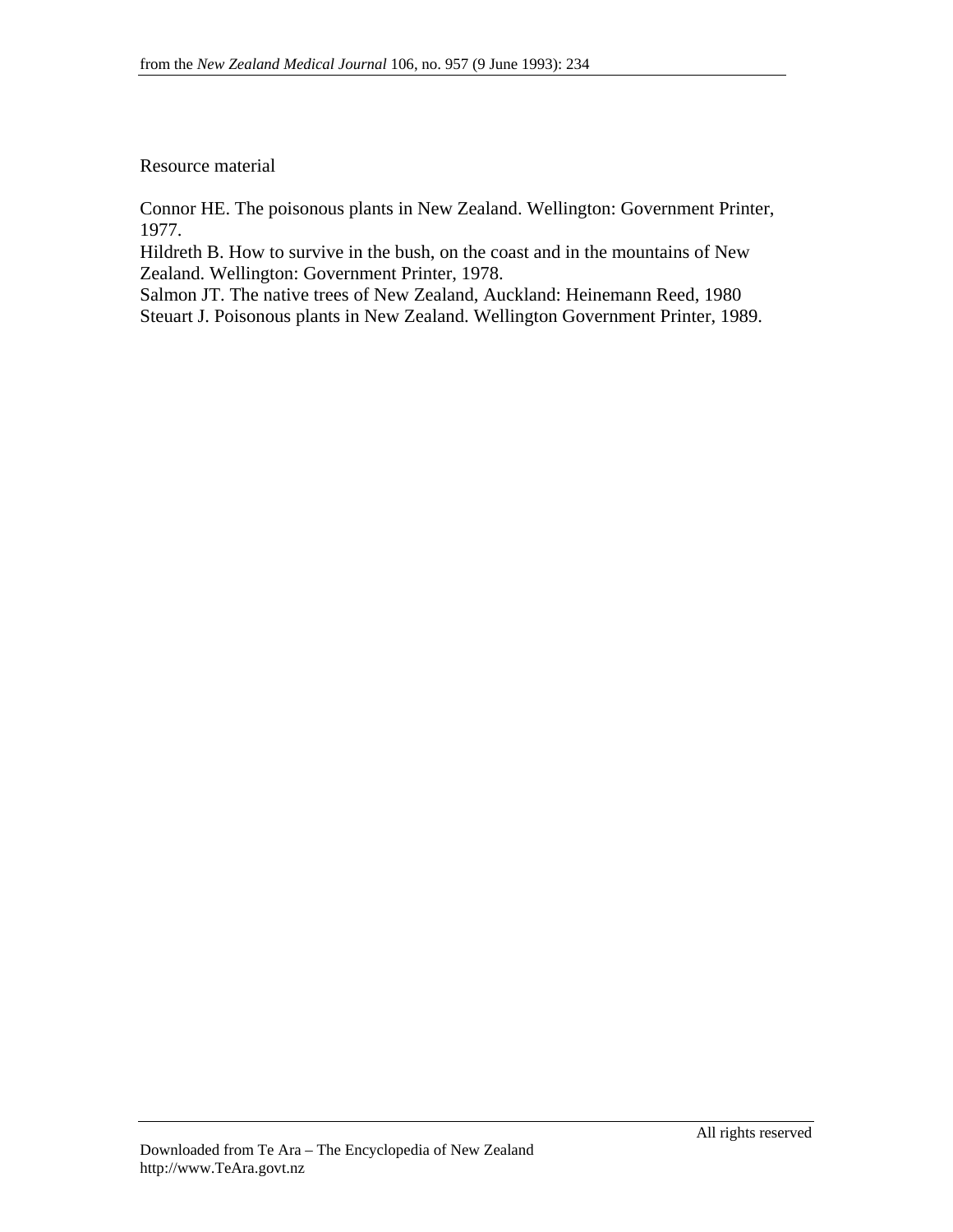Resource material

Connor HE. The poisonous plants in New Zealand. Wellington: Government Printer, 1977.
Hildreth B. How to survive in the bush, on the coast and in the mountains of New Zealand. Wellington: Government Printer, 1978.
Salmon JT. The native trees of New Zealand, Auckland: Heinemann Reed, 1980
Steuart J. Poisonous plants in New Zealand. Wellington Government Printer, 1989.